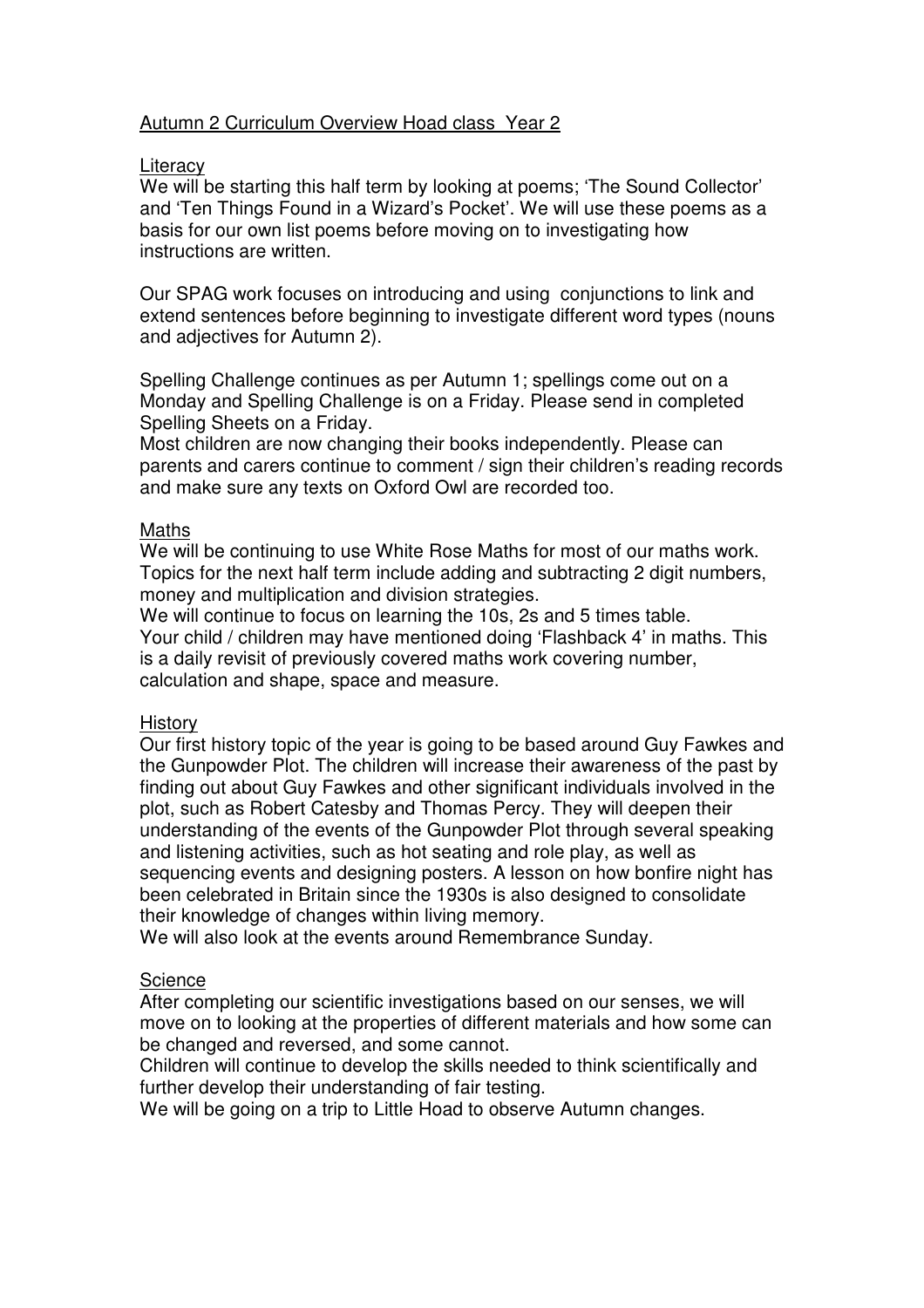# Autumn 2 Curriculum Overview Hoad class Year 2

## Literacy

We will be starting this half term by looking at poems; 'The Sound Collector' and 'Ten Things Found in a Wizard's Pocket'. We will use these poems as a basis for our own list poems before moving on to investigating how instructions are written.

Our SPAG work focuses on introducing and using conjunctions to link and extend sentences before beginning to investigate different word types (nouns and adjectives for Autumn 2).

Spelling Challenge continues as per Autumn 1; spellings come out on a Monday and Spelling Challenge is on a Friday. Please send in completed Spelling Sheets on a Friday.
Most children are now changing their books independently. Please can parents and carers continue to comment / sign their children's reading records and make sure any texts on Oxford Owl are recorded too.

## Maths

We will be continuing to use White Rose Maths for most of our maths work. Topics for the next half term include adding and subtracting 2 digit numbers, money and multiplication and division strategies.
We will continue to focus on learning the 10s, 2s and 5 times table.
Your child / children may have mentioned doing 'Flashback 4' in maths. This is a daily revisit of previously covered maths work covering number, calculation and shape, space and measure.

## History

Our first history topic of the year is going to be based around Guy Fawkes and the Gunpowder Plot. The children will increase their awareness of the past by finding out about Guy Fawkes and other significant individuals involved in the plot, such as Robert Catesby and Thomas Percy. They will deepen their understanding of the events of the Gunpowder Plot through several speaking and listening activities, such as hot seating and role play, as well as sequencing events and designing posters. A lesson on how bonfire night has been celebrated in Britain since the 1930s is also designed to consolidate their knowledge of changes within living memory.
We will also look at the events around Remembrance Sunday.

## Science

After completing our scientific investigations based on our senses, we will move on to looking at the properties of different materials and how some can be changed and reversed, and some cannot.
Children will continue to develop the skills needed to think scientifically and further develop their understanding of fair testing.
We will be going on a trip to Little Hoad to observe Autumn changes.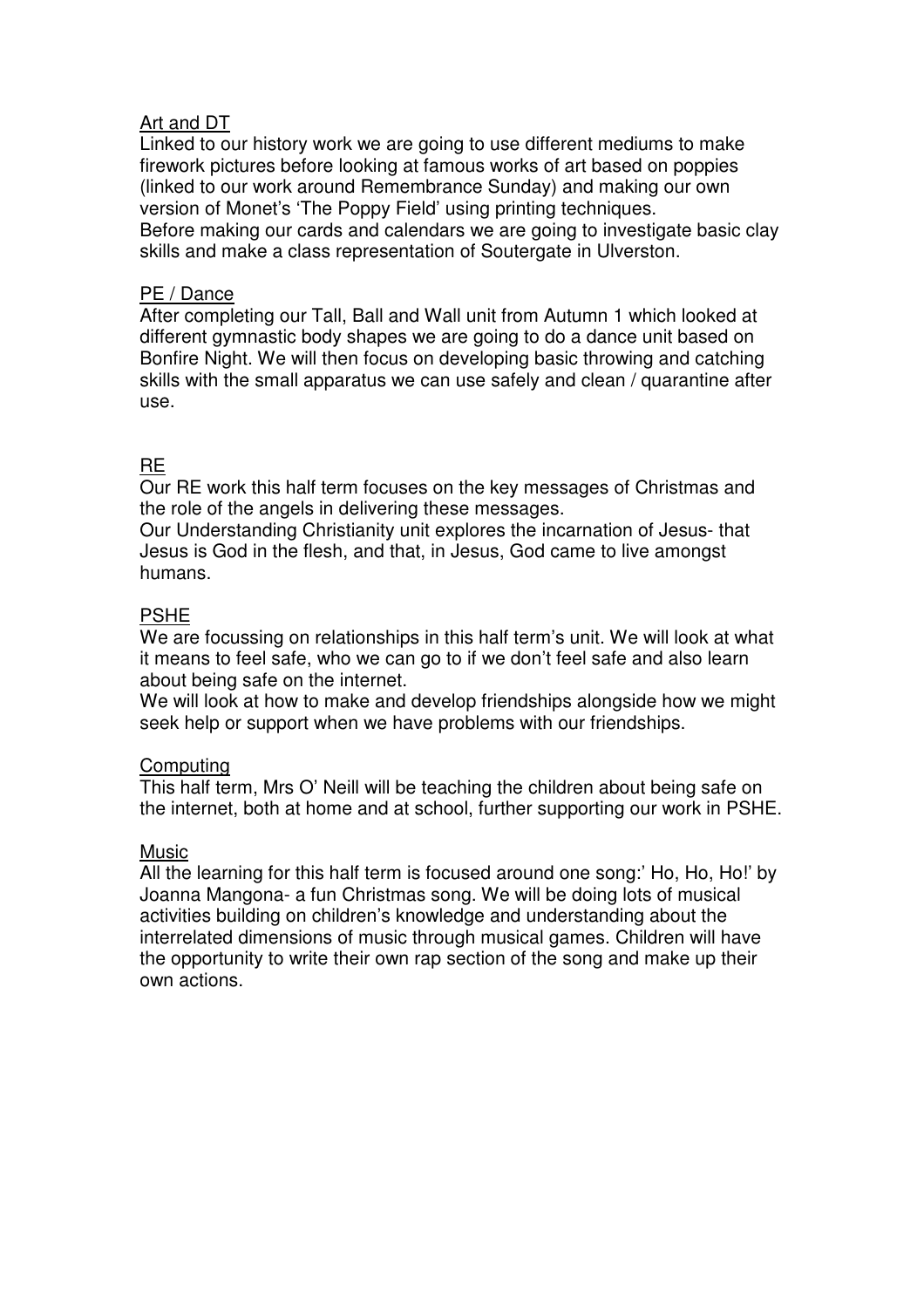## Art and DT

Linked to our history work we are going to use different mediums to make firework pictures before looking at famous works of art based on poppies (linked to our work around Remembrance Sunday) and making our own version of Monet's 'The Poppy Field' using printing techniques.

Before making our cards and calendars we are going to investigate basic clay skills and make a class representation of Soutergate in Ulverston.

## PE / Dance

After completing our Tall, Ball and Wall unit from Autumn 1 which looked at different gymnastic body shapes we are going to do a dance unit based on Bonfire Night. We will then focus on developing basic throwing and catching skills with the small apparatus we can use safely and clean / quarantine after use.

## RE

Our RE work this half term focuses on the key messages of Christmas and the role of the angels in delivering these messages.

Our Understanding Christianity unit explores the incarnation of Jesus- that Jesus is God in the flesh, and that, in Jesus, God came to live amongst humans.

## PSHE

We are focussing on relationships in this half term's unit. We will look at what it means to feel safe, who we can go to if we don't feel safe and also learn about being safe on the internet.

We will look at how to make and develop friendships alongside how we might seek help or support when we have problems with our friendships.

## Computing

This half term, Mrs O' Neill will be teaching the children about being safe on the internet, both at home and at school, further supporting our work in PSHE.

## Music

All the learning for this half term is focused around one song:' Ho, Ho, Ho!' by Joanna Mangona- a fun Christmas song. We will be doing lots of musical activities building on children's knowledge and understanding about the interrelated dimensions of music through musical games. Children will have the opportunity to write their own rap section of the song and make up their own actions.